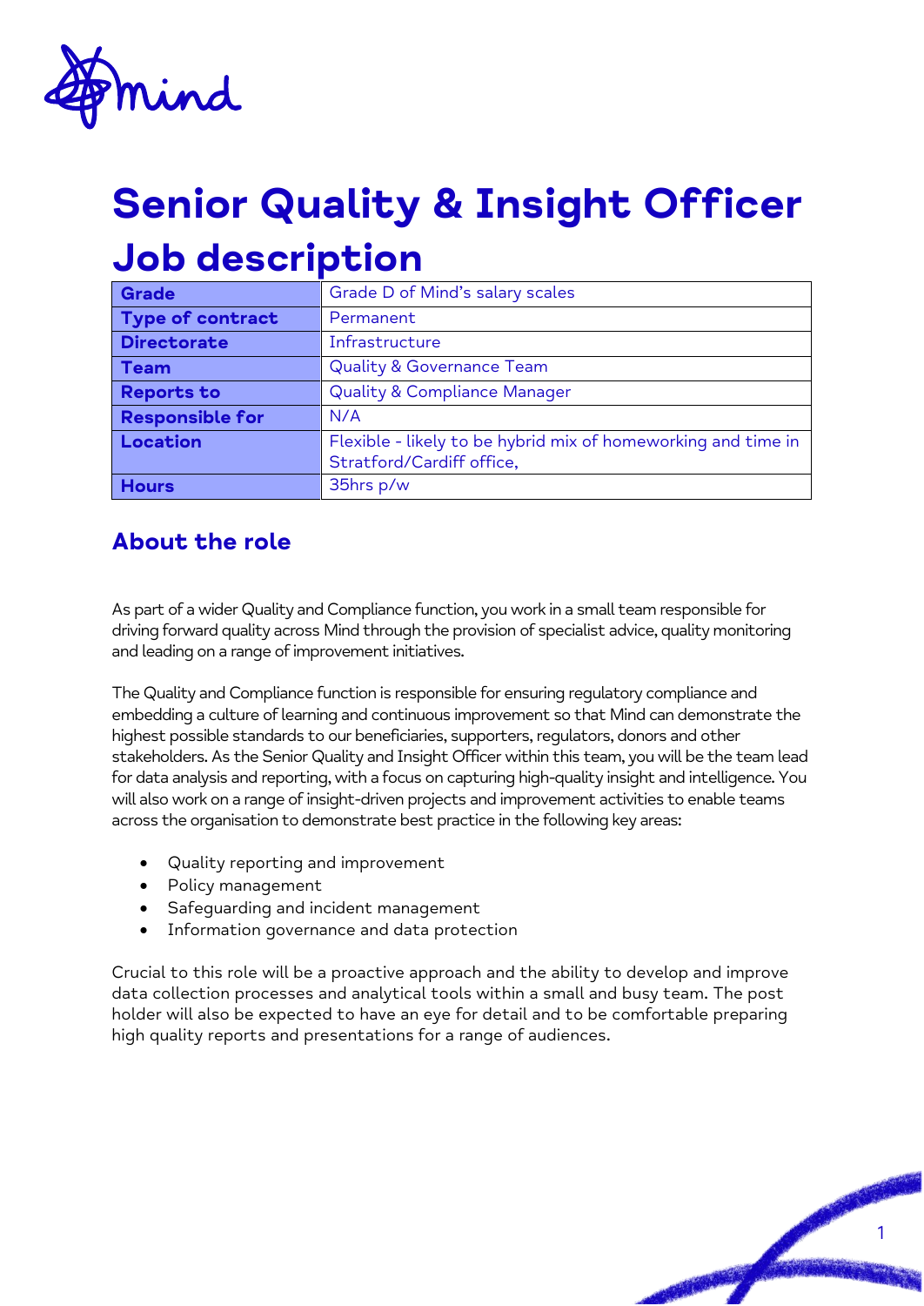# Senior Quality & Insight Officer Job description

| **Grade** | Grade D of Mind's salary scales |
|---|---|
| **Type of contract** | Permanent |
| **Directorate** | Infrastructure |
| **Team** | Quality & Governance Team |
| **Reports to** | Quality & Compliance Manager |
| **Responsible for** | N/A |
| **Location** | Flexible - likely to be hybrid mix of homeworking and time in Stratford/Cardiff office, |
| **Hours** | 35hrs p/w |

## About the role

As part of a wider Quality and Compliance function, you work in a small team responsible for driving forward quality across Mind through the provision of specialist advice, quality monitoring and leading on a range of improvement initiatives.

The Quality and Compliance function is responsible for ensuring regulatory compliance and embedding a culture of learning and continuous improvement so that Mind can demonstrate the highest possible standards to our beneficiaries, supporters, regulators, donors and other stakeholders. As the Senior Quality and Insight Officer within this team, you will be the team lead for data analysis and reporting, with a focus on capturing high-quality insight and intelligence. You will also work on a range of insight-driven projects and improvement activities to enable teams across the organisation to demonstrate best practice in the following key areas:

- Quality reporting and improvement
- Policy management
- Safeguarding and incident management
- Information governance and data protection

Crucial to this role will be a proactive approach and the ability to develop and improve data collection processes and analytical tools within a small and busy team. The post holder will also be expected to have an eye for detail and to be comfortable preparing high quality reports and presentations for a range of audiences.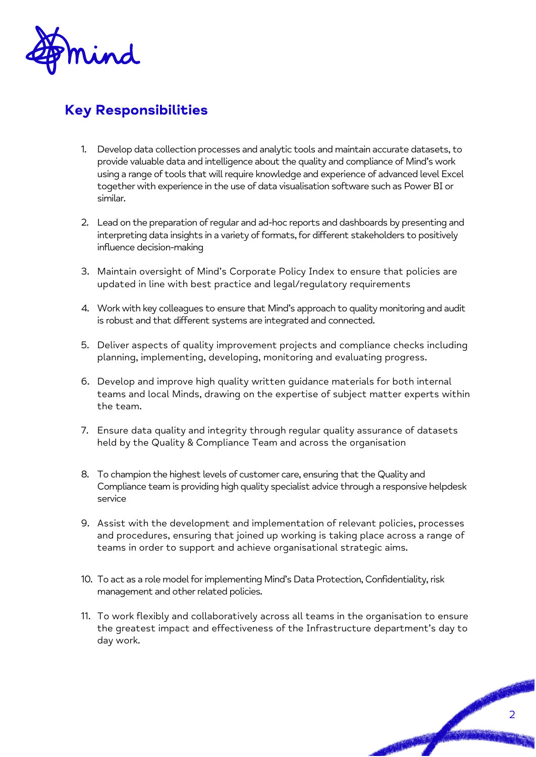## Key Responsibilities

1. Develop data collection processes and analytic tools and maintain accurate datasets, to provide valuable data and intelligence about the quality and compliance of Mind's work using a range of tools that will require knowledge and experience of advanced level Excel together with experience in the use of data visualisation software such as Power BI or similar.

2. Lead on the preparation of regular and ad-hoc reports and dashboards by presenting and interpreting data insights in a variety of formats, for different stakeholders to positively influence decision-making

3. Maintain oversight of Mind's Corporate Policy Index to ensure that policies are updated in line with best practice and legal/regulatory requirements

4. Work with key colleagues to ensure that Mind's approach to quality monitoring and audit is robust and that different systems are integrated and connected.

5. Deliver aspects of quality improvement projects and compliance checks including planning, implementing, developing, monitoring and evaluating progress.

6. Develop and improve high quality written guidance materials for both internal teams and local Minds, drawing on the expertise of subject matter experts within the team.

7. Ensure data quality and integrity through regular quality assurance of datasets held by the Quality & Compliance Team and across the organisation

8. To champion the highest levels of customer care, ensuring that the Quality and Compliance team is providing high quality specialist advice through a responsive helpdesk service

9. Assist with the development and implementation of relevant policies, processes and procedures, ensuring that joined up working is taking place across a range of teams in order to support and achieve organisational strategic aims.

10. To act as a role model for implementing Mind's Data Protection, Confidentiality, risk management and other related policies.

11. To work flexibly and collaboratively across all teams in the organisation to ensure the greatest impact and effectiveness of the Infrastructure department's day to day work.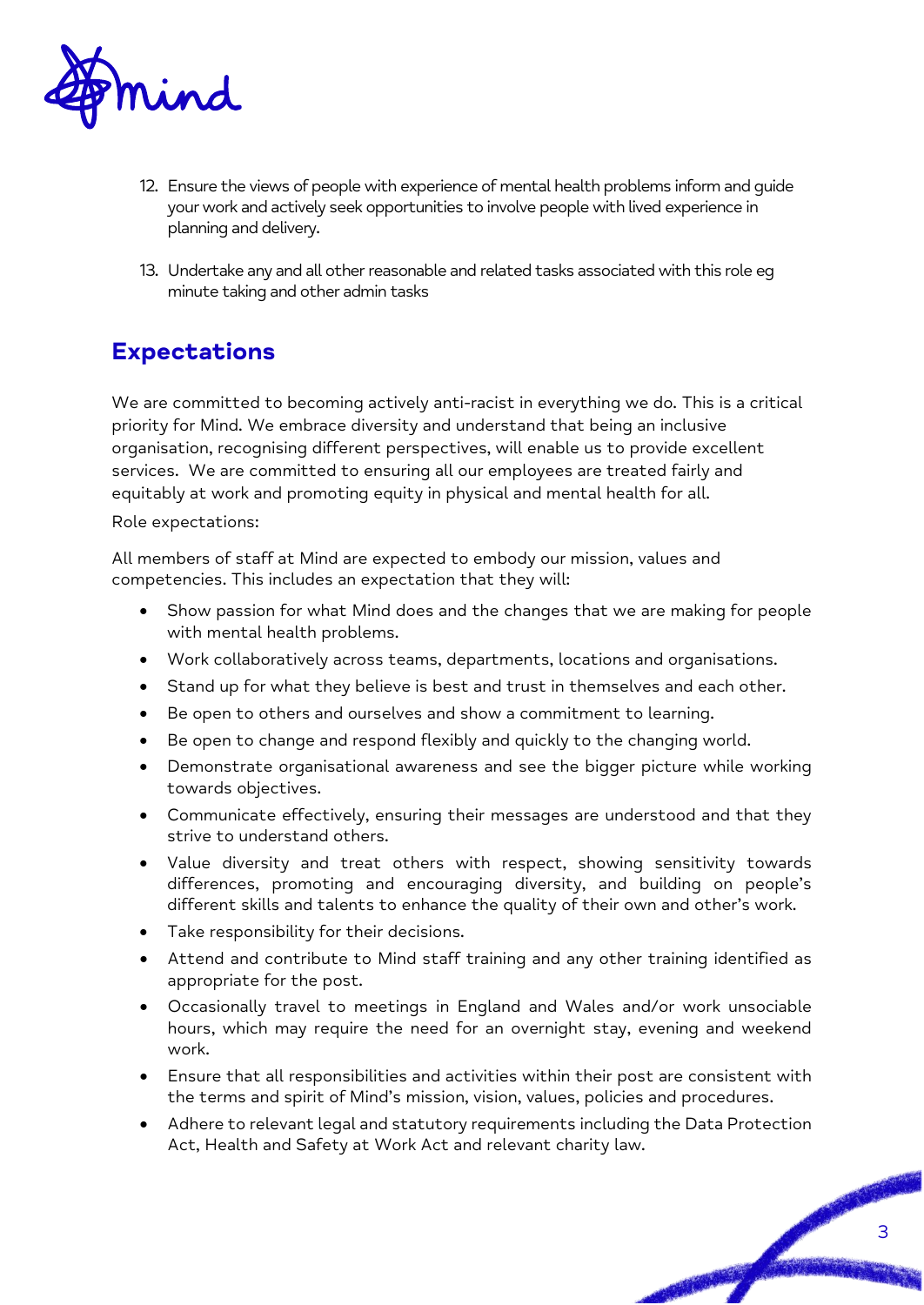12. Ensure the views of people with experience of mental health problems inform and guide your work and actively seek opportunities to involve people with lived experience in planning and delivery.

13. Undertake any and all other reasonable and related tasks associated with this role eg minute taking and other admin tasks

## Expectations

We are committed to becoming actively anti-racist in everything we do. This is a critical priority for Mind. We embrace diversity and understand that being an inclusive organisation, recognising different perspectives, will enable us to provide excellent services. We are committed to ensuring all our employees are treated fairly and equitably at work and promoting equity in physical and mental health for all.

Role expectations:

All members of staff at Mind are expected to embody our mission, values and competencies. This includes an expectation that they will:

- Show passion for what Mind does and the changes that we are making for people with mental health problems.
- Work collaboratively across teams, departments, locations and organisations.
- Stand up for what they believe is best and trust in themselves and each other.
- Be open to others and ourselves and show a commitment to learning.
- Be open to change and respond flexibly and quickly to the changing world.
- Demonstrate organisational awareness and see the bigger picture while working towards objectives.
- Communicate effectively, ensuring their messages are understood and that they strive to understand others.
- Value diversity and treat others with respect, showing sensitivity towards differences, promoting and encouraging diversity, and building on people's different skills and talents to enhance the quality of their own and other's work.
- Take responsibility for their decisions.
- Attend and contribute to Mind staff training and any other training identified as appropriate for the post.
- Occasionally travel to meetings in England and Wales and/or work unsociable hours, which may require the need for an overnight stay, evening and weekend work.
- Ensure that all responsibilities and activities within their post are consistent with the terms and spirit of Mind's mission, vision, values, policies and procedures.
- Adhere to relevant legal and statutory requirements including the Data Protection Act, Health and Safety at Work Act and relevant charity law.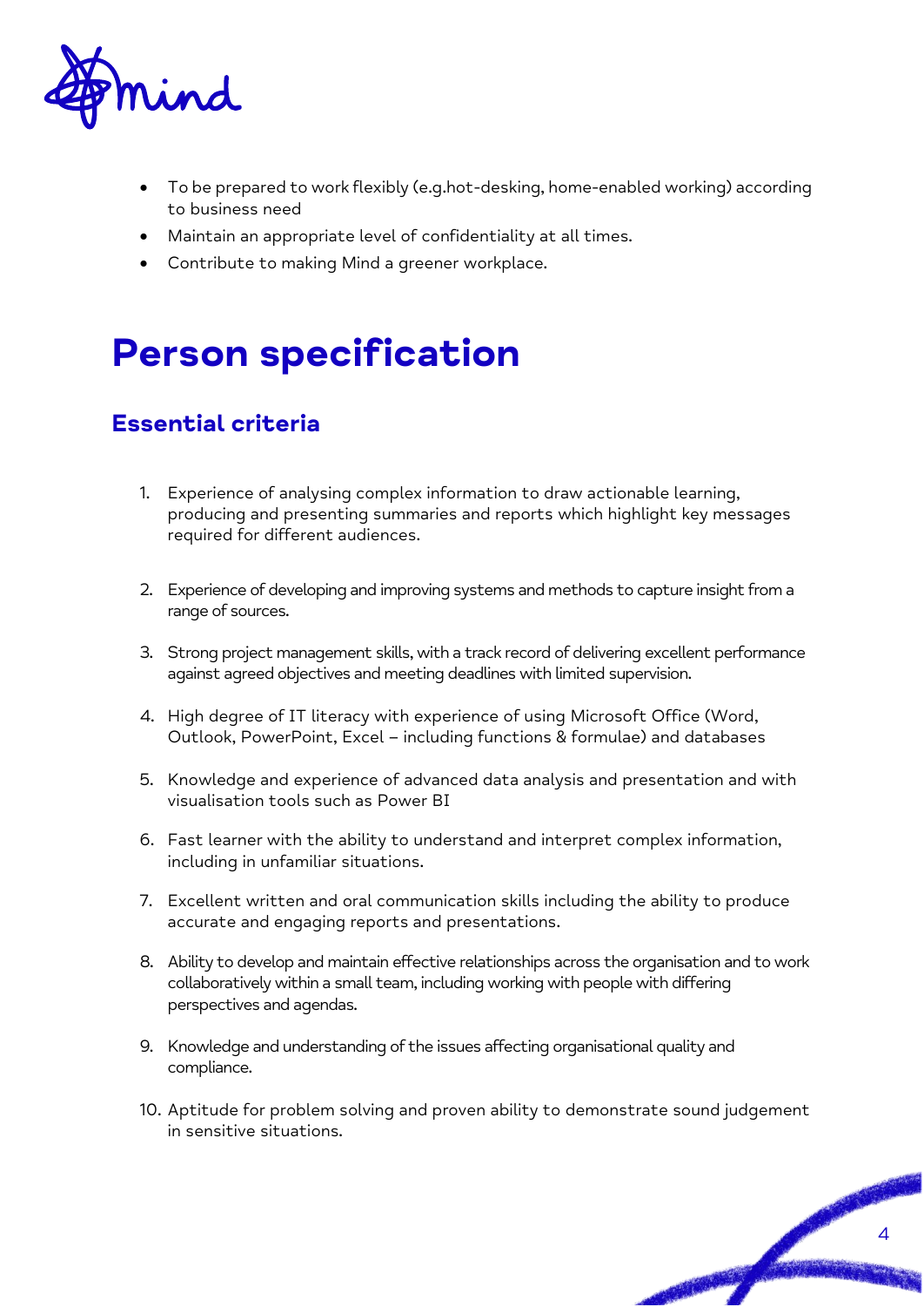- To be prepared to work flexibly (e.g.hot-desking, home-enabled working) according to business need
- Maintain an appropriate level of confidentiality at all times.
- Contribute to making Mind a greener workplace.

# Person specification

## Essential criteria

1. Experience of analysing complex information to draw actionable learning, producing and presenting summaries and reports which highlight key messages required for different audiences.

2. Experience of developing and improving systems and methods to capture insight from a range of sources.

3. Strong project management skills, with a track record of delivering excellent performance against agreed objectives and meeting deadlines with limited supervision.

4. High degree of IT literacy with experience of using Microsoft Office (Word, Outlook, PowerPoint, Excel – including functions & formulae) and databases

5. Knowledge and experience of advanced data analysis and presentation and with visualisation tools such as Power BI

6. Fast learner with the ability to understand and interpret complex information, including in unfamiliar situations.

7. Excellent written and oral communication skills including the ability to produce accurate and engaging reports and presentations.

8. Ability to develop and maintain effective relationships across the organisation and to work collaboratively within a small team, including working with people with differing perspectives and agendas.

9. Knowledge and understanding of the issues affecting organisational quality and compliance.

10. Aptitude for problem solving and proven ability to demonstrate sound judgement in sensitive situations.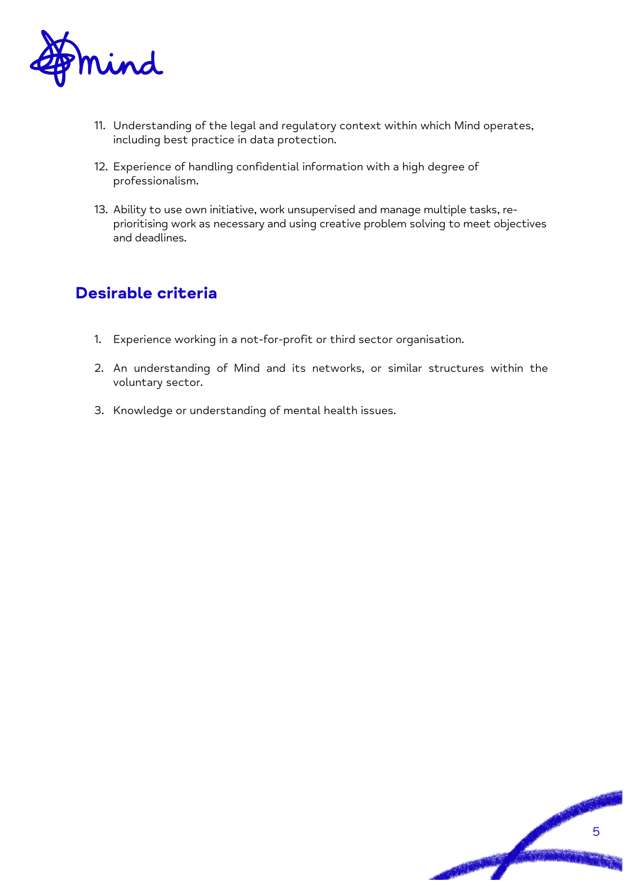11. Understanding of the legal and regulatory context within which Mind operates, including best practice in data protection.

12. Experience of handling confidential information with a high degree of professionalism.

13. Ability to use own initiative, work unsupervised and manage multiple tasks, re-prioritising work as necessary and using creative problem solving to meet objectives and deadlines.

## Desirable criteria

1. Experience working in a not-for-profit or third sector organisation.

2. An understanding of Mind and its networks, or similar structures within the voluntary sector.

3. Knowledge or understanding of mental health issues.